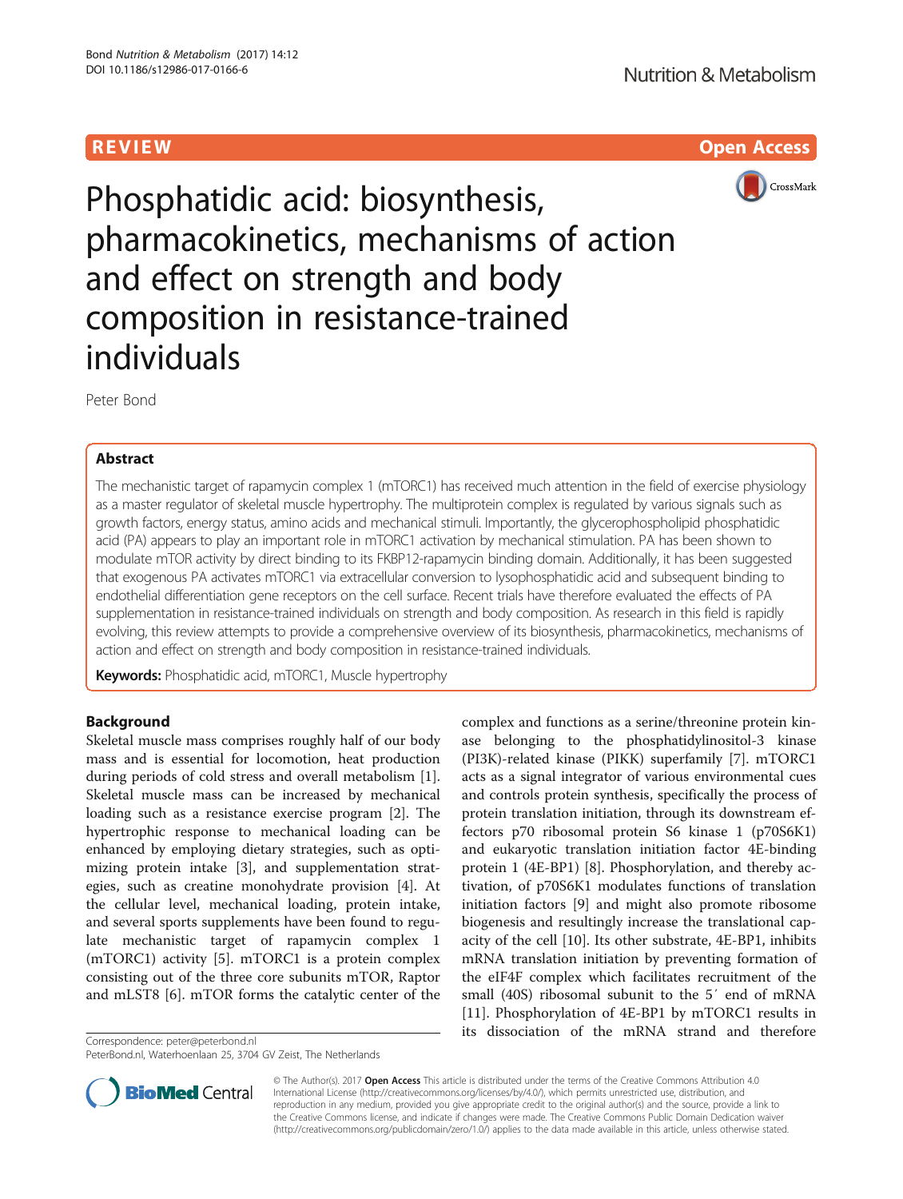REVIEW

Open Access

# Phosphatidic acid: biosynthesis, pharmacokinetics, mechanisms of action and effect on strength and body composition in resistance-trained individuals

Peter Bond

## Abstract

The mechanistic target of rapamycin complex 1 (mTORC1) has received much attention in the field of exercise physiology as a master regulator of skeletal muscle hypertrophy. The multiprotein complex is regulated by various signals such as growth factors, energy status, amino acids and mechanical stimuli. Importantly, the glycerophospholipid phosphatidic acid (PA) appears to play an important role in mTORC1 activation by mechanical stimulation. PA has been shown to modulate mTOR activity by direct binding to its FKBP12-rapamycin binding domain. Additionally, it has been suggested that exogenous PA activates mTORC1 via extracellular conversion to lysophosphatidic acid and subsequent binding to endothelial differentiation gene receptors on the cell surface. Recent trials have therefore evaluated the effects of PA supplementation in resistance-trained individuals on strength and body composition. As research in this field is rapidly evolving, this review attempts to provide a comprehensive overview of its biosynthesis, pharmacokinetics, mechanisms of action and effect on strength and body composition in resistance-trained individuals.

**Keywords:** Phosphatidic acid, mTORC1, Muscle hypertrophy

## Background

Skeletal muscle mass comprises roughly half of our body mass and is essential for locomotion, heat production during periods of cold stress and overall metabolism [1]. Skeletal muscle mass can be increased by mechanical loading such as a resistance exercise program [2]. The hypertrophic response to mechanical loading can be enhanced by employing dietary strategies, such as optimizing protein intake [3], and supplementation strategies, such as creatine monohydrate provision [4]. At the cellular level, mechanical loading, protein intake, and several sports supplements have been found to regulate mechanistic target of rapamycin complex 1 (mTORC1) activity [5]. mTORC1 is a protein complex consisting out of the three core subunits mTOR, Raptor and mLST8 [6]. mTOR forms the catalytic center of the complex and functions as a serine/threonine protein kinase belonging to the phosphatidylinositol-3 kinase (PI3K)-related kinase (PIKK) superfamily [7]. mTORC1 acts as a signal integrator of various environmental cues and controls protein synthesis, specifically the process of protein translation initiation, through its downstream effectors p70 ribosomal protein S6 kinase 1 (p70S6K1) and eukaryotic translation initiation factor 4E-binding protein 1 (4E-BP1) [8]. Phosphorylation, and thereby activation, of p70S6K1 modulates functions of translation initiation factors [9] and might also promote ribosome biogenesis and resultingly increase the translational capacity of the cell [10]. Its other substrate, 4E-BP1, inhibits mRNA translation initiation by preventing formation of the eIF4F complex which facilitates recruitment of the small (40S) ribosomal subunit to the 5′ end of mRNA [11]. Phosphorylation of 4E-BP1 by mTORC1 results in its dissociation of the mRNA strand and therefore

Correspondence: peter@peterbond.nl
PeterBond.nl, Waterhoenlaan 25, 3704 GV Zeist, The Netherlands

© The Author(s). 2017 **Open Access** This article is distributed under the terms of the Creative Commons Attribution 4.0 International License (http://creativecommons.org/licenses/by/4.0/), which permits unrestricted use, distribution, and reproduction in any medium, provided you give appropriate credit to the original author(s) and the source, provide a link to the Creative Commons license, and indicate if changes were made. The Creative Commons Public Domain Dedication waiver (http://creativecommons.org/publicdomain/zero/1.0/) applies to the data made available in this article, unless otherwise stated.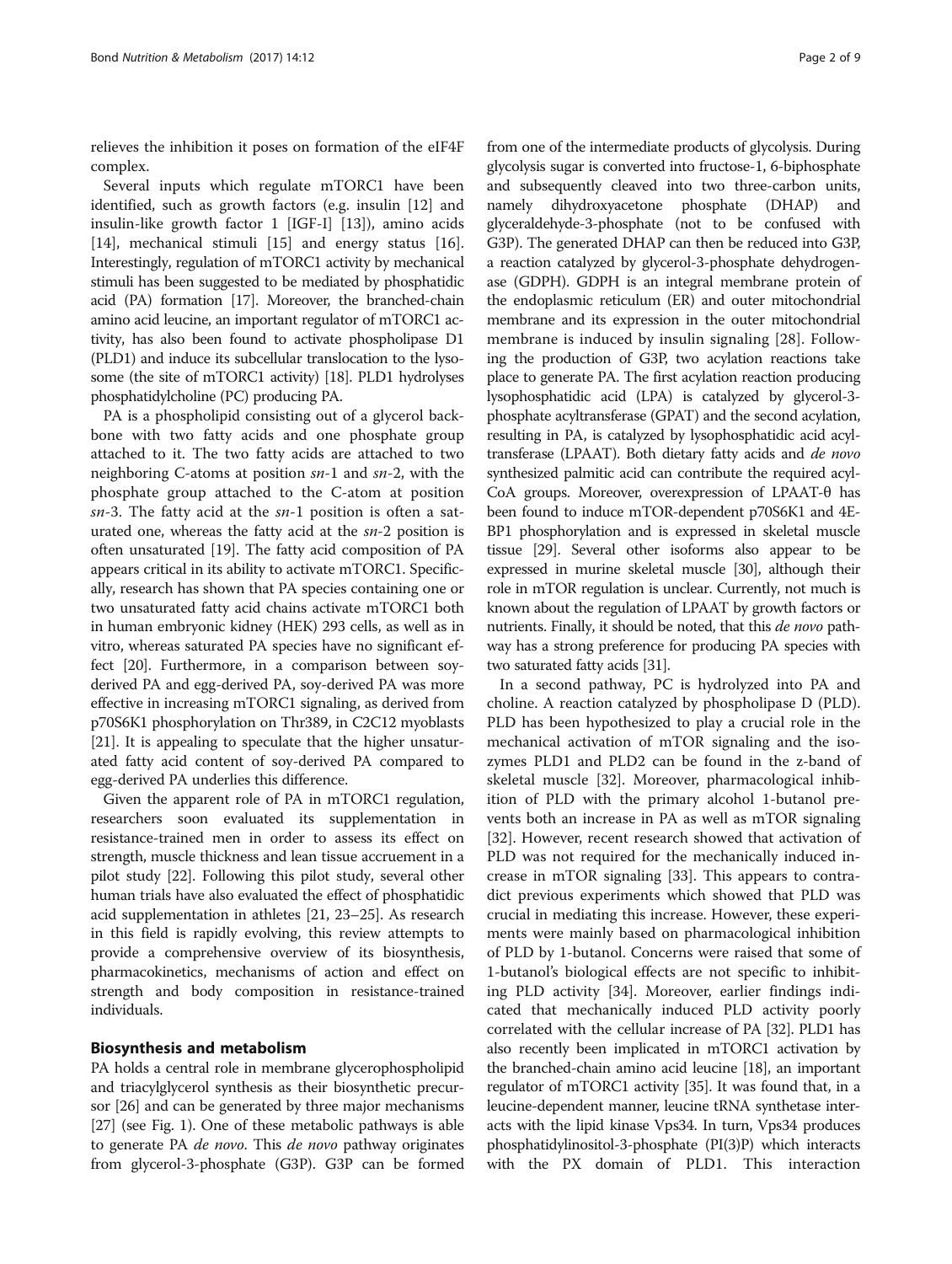relieves the inhibition it poses on formation of the eIF4F complex.

Several inputs which regulate mTORC1 have been identified, such as growth factors (e.g. insulin [12] and insulin-like growth factor 1 [IGF-I] [13]), amino acids [14], mechanical stimuli [15] and energy status [16]. Interestingly, regulation of mTORC1 activity by mechanical stimuli has been suggested to be mediated by phosphatidic acid (PA) formation [17]. Moreover, the branched-chain amino acid leucine, an important regulator of mTORC1 activity, has also been found to activate phospholipase D1 (PLD1) and induce its subcellular translocation to the lysosome (the site of mTORC1 activity) [18]. PLD1 hydrolyses phosphatidylcholine (PC) producing PA.

PA is a phospholipid consisting out of a glycerol backbone with two fatty acids and one phosphate group attached to it. The two fatty acids are attached to two neighboring C-atoms at position *sn*-1 and *sn*-2, with the phosphate group attached to the C-atom at position *sn*-3. The fatty acid at the *sn*-1 position is often a saturated one, whereas the fatty acid at the *sn*-2 position is often unsaturated [19]. The fatty acid composition of PA appears critical in its ability to activate mTORC1. Specifically, research has shown that PA species containing one or two unsaturated fatty acid chains activate mTORC1 both in human embryonic kidney (HEK) 293 cells, as well as in vitro, whereas saturated PA species have no significant effect [20]. Furthermore, in a comparison between soy-derived PA and egg-derived PA, soy-derived PA was more effective in increasing mTORC1 signaling, as derived from p70S6K1 phosphorylation on Thr389, in C2C12 myoblasts [21]. It is appealing to speculate that the higher unsaturated fatty acid content of soy-derived PA compared to egg-derived PA underlies this difference.

Given the apparent role of PA in mTORC1 regulation, researchers soon evaluated its supplementation in resistance-trained men in order to assess its effect on strength, muscle thickness and lean tissue accruement in a pilot study [22]. Following this pilot study, several other human trials have also evaluated the effect of phosphatidic acid supplementation in athletes [21, 23–25]. As research in this field is rapidly evolving, this review attempts to provide a comprehensive overview of its biosynthesis, pharmacokinetics, mechanisms of action and effect on strength and body composition in resistance-trained individuals.

## Biosynthesis and metabolism

PA holds a central role in membrane glycerophospholipid and triacylglycerol synthesis as their biosynthetic precursor [26] and can be generated by three major mechanisms [27] (see Fig. 1). One of these metabolic pathways is able to generate PA *de novo*. This *de novo* pathway originates from glycerol-3-phosphate (G3P). G3P can be formed from one of the intermediate products of glycolysis. During glycolysis sugar is converted into fructose-1, 6-biphosphate and subsequently cleaved into two three-carbon units, namely dihydroxyacetone phosphate (DHAP) and glyceraldehyde-3-phosphate (not to be confused with G3P). The generated DHAP can then be reduced into G3P, a reaction catalyzed by glycerol-3-phosphate dehydrogenase (GDPH). GDPH is an integral membrane protein of the endoplasmic reticulum (ER) and outer mitochondrial membrane and its expression in the outer mitochondrial membrane is induced by insulin signaling [28]. Following the production of G3P, two acylation reactions take place to generate PA. The first acylation reaction producing lysophosphatidic acid (LPA) is catalyzed by glycerol-3-phosphate acyltransferase (GPAT) and the second acylation, resulting in PA, is catalyzed by lysophosphatidic acid acyltransferase (LPAAT). Both dietary fatty acids and *de novo* synthesized palmitic acid can contribute the required acyl-CoA groups. Moreover, overexpression of LPAAT-θ has been found to induce mTOR-dependent p70S6K1 and 4E-BP1 phosphorylation and is expressed in skeletal muscle tissue [29]. Several other isoforms also appear to be expressed in murine skeletal muscle [30], although their role in mTOR regulation is unclear. Currently, not much is known about the regulation of LPAAT by growth factors or nutrients. Finally, it should be noted, that this *de novo* pathway has a strong preference for producing PA species with two saturated fatty acids [31].

In a second pathway, PC is hydrolyzed into PA and choline. A reaction catalyzed by phospholipase D (PLD). PLD has been hypothesized to play a crucial role in the mechanical activation of mTOR signaling and the isozymes PLD1 and PLD2 can be found in the z-band of skeletal muscle [32]. Moreover, pharmacological inhibition of PLD with the primary alcohol 1-butanol prevents both an increase in PA as well as mTOR signaling [32]. However, recent research showed that activation of PLD was not required for the mechanically induced increase in mTOR signaling [33]. This appears to contradict previous experiments which showed that PLD was crucial in mediating this increase. However, these experiments were mainly based on pharmacological inhibition of PLD by 1-butanol. Concerns were raised that some of 1-butanol's biological effects are not specific to inhibiting PLD activity [34]. Moreover, earlier findings indicated that mechanically induced PLD activity poorly correlated with the cellular increase of PA [32]. PLD1 has also recently been implicated in mTORC1 activation by the branched-chain amino acid leucine [18], an important regulator of mTORC1 activity [35]. It was found that, in a leucine-dependent manner, leucine tRNA synthetase interacts with the lipid kinase Vps34. In turn, Vps34 produces phosphatidylinositol-3-phosphate (PI(3)P) which interacts with the PX domain of PLD1. This interaction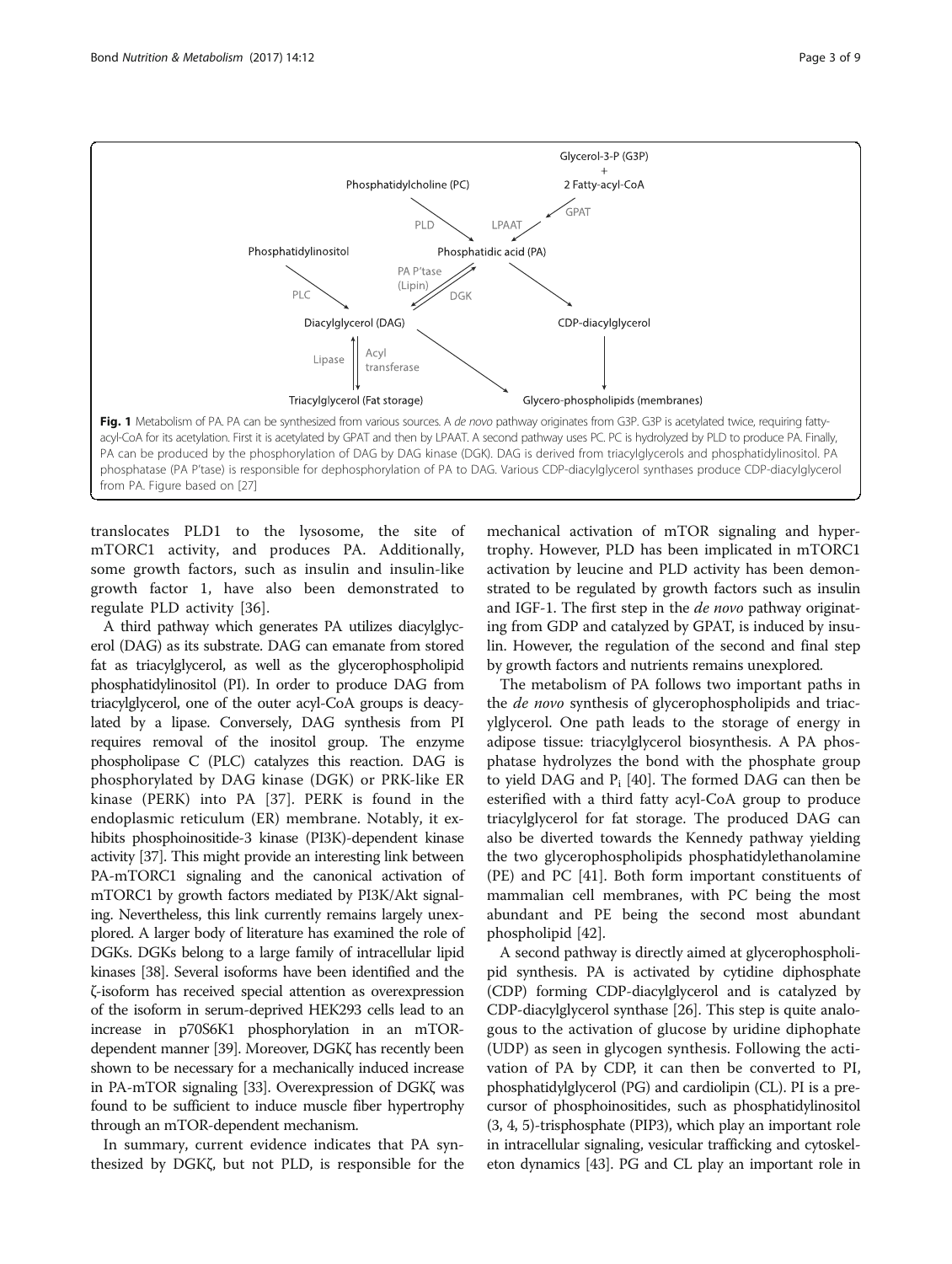Fig. 1 Metabolism of PA. PA can be synthesized from various sources. A *de novo* pathway originates from G3P. G3P is acetylated twice, requiring fatty-acyl-CoA for its acetylation. First it is acetylated by GPAT and then by LPAAT. A second pathway uses PC. PC is hydrolyzed by PLD to produce PA. Finally, PA can be produced by the phosphorylation of DAG by DAG kinase (DGK). DAG is derived from triacylglycerols and phosphatidylinositol. PA phosphatase (PA P'tase) is responsible for dephosphorylation of PA to DAG. Various CDP-diacylglycerol synthases produce CDP-diacylglycerol from PA. Figure based on [27]

translocates PLD1 to the lysosome, the site of mTORC1 activity, and produces PA. Additionally, some growth factors, such as insulin and insulin-like growth factor 1, have also been demonstrated to regulate PLD activity [36].

A third pathway which generates PA utilizes diacylglycerol (DAG) as its substrate. DAG can emanate from stored fat as triacylglycerol, as well as the glycerophospholipid phosphatidylinositol (PI). In order to produce DAG from triacylglycerol, one of the outer acyl-CoA groups is deacylated by a lipase. Conversely, DAG synthesis from PI requires removal of the inositol group. The enzyme phospholipase C (PLC) catalyzes this reaction. DAG is phosphorylated by DAG kinase (DGK) or PRK-like ER kinase (PERK) into PA [37]. PERK is found in the endoplasmic reticulum (ER) membrane. Notably, it exhibits phosphoinositide-3 kinase (PI3K)-dependent kinase activity [37]. This might provide an interesting link between PA-mTORC1 signaling and the canonical activation of mTORC1 by growth factors mediated by PI3K/Akt signaling. Nevertheless, this link currently remains largely unexplored. A larger body of literature has examined the role of DGKs. DGKs belong to a large family of intracellular lipid kinases [38]. Several isoforms have been identified and the ζ-isoform has received special attention as overexpression of the isoform in serum-deprived HEK293 cells lead to an increase in p70S6K1 phosphorylation in an mTOR-dependent manner [39]. Moreover, DGKζ has recently been shown to be necessary for a mechanically induced increase in PA-mTOR signaling [33]. Overexpression of DGKζ was found to be sufficient to induce muscle fiber hypertrophy through an mTOR-dependent mechanism.

In summary, current evidence indicates that PA synthesized by DGKζ, but not PLD, is responsible for the mechanical activation of mTOR signaling and hypertrophy. However, PLD has been implicated in mTORC1 activation by leucine and PLD activity has been demonstrated to be regulated by growth factors such as insulin and IGF-1. The first step in the *de novo* pathway originating from GDP and catalyzed by GPAT, is induced by insulin. However, the regulation of the second and final step by growth factors and nutrients remains unexplored.

The metabolism of PA follows two important paths in the *de novo* synthesis of glycerophospholipids and triacylglycerol. One path leads to the storage of energy in adipose tissue: triacylglycerol biosynthesis. A PA phosphatase hydrolyzes the bond with the phosphate group to yield DAG and $P_i$ [40]. The formed DAG can then be esterified with a third fatty acyl-CoA group to produce triacylglycerol for fat storage. The produced DAG can also be diverted towards the Kennedy pathway yielding the two glycerophospholipids phosphatidylethanolamine (PE) and PC [41]. Both form important constituents of mammalian cell membranes, with PC being the most abundant and PE being the second most abundant phospholipid [42].

A second pathway is directly aimed at glycerophospholipid synthesis. PA is activated by cytidine diphosphate (CDP) forming CDP-diacylglycerol and is catalyzed by CDP-diacylglycerol synthase [26]. This step is quite analogous to the activation of glucose by uridine diphophate (UDP) as seen in glycogen synthesis. Following the activation of PA by CDP, it can then be converted to PI, phosphatidylglycerol (PG) and cardiolipin (CL). PI is a precursor of phosphoinositides, such as phosphatidylinositol (3, 4, 5)-trisphosphate (PIP3), which play an important role in intracellular signaling, vesicular trafficking and cytoskeleton dynamics [43]. PG and CL play an important role in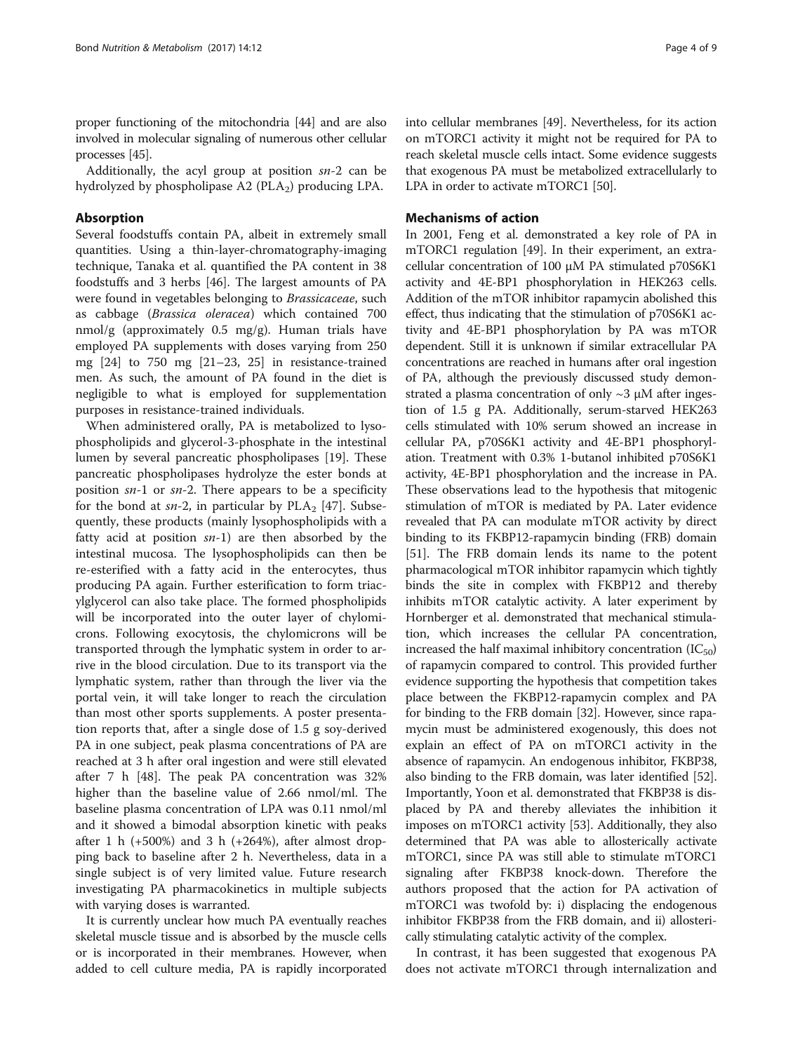proper functioning of the mitochondria [44] and are also involved in molecular signaling of numerous other cellular processes [45].

Additionally, the acyl group at position *sn*-2 can be hydrolyzed by phospholipase A2 ($PLA_2$) producing LPA.

## Absorption

Several foodstuffs contain PA, albeit in extremely small quantities. Using a thin-layer-chromatography-imaging technique, Tanaka et al. quantified the PA content in 38 foodstuffs and 3 herbs [46]. The largest amounts of PA were found in vegetables belonging to *Brassicaceae*, such as cabbage (*Brassica oleracea*) which contained 700 nmol/g (approximately 0.5 mg/g). Human trials have employed PA supplements with doses varying from 250 mg [24] to 750 mg [21–23, 25] in resistance-trained men. As such, the amount of PA found in the diet is negligible to what is employed for supplementation purposes in resistance-trained individuals.

When administered orally, PA is metabolized to lysophospholipids and glycerol-3-phosphate in the intestinal lumen by several pancreatic phospholipases [19]. These pancreatic phospholipases hydrolyze the ester bonds at position *sn*-1 or *sn*-2. There appears to be a specificity for the bond at *sn*-2, in particular by $PLA_2$ [47]. Subsequently, these products (mainly lysophospholipids with a fatty acid at position *sn*-1) are then absorbed by the intestinal mucosa. The lysophospholipids can then be re-esterified with a fatty acid in the enterocytes, thus producing PA again. Further esterification to form triacylglycerol can also take place. The formed phospholipids will be incorporated into the outer layer of chylomicrons. Following exocytosis, the chylomicrons will be transported through the lymphatic system in order to arrive in the blood circulation. Due to its transport via the lymphatic system, rather than through the liver via the portal vein, it will take longer to reach the circulation than most other sports supplements. A poster presentation reports that, after a single dose of 1.5 g soy-derived PA in one subject, peak plasma concentrations of PA are reached at 3 h after oral ingestion and were still elevated after 7 h [48]. The peak PA concentration was 32% higher than the baseline value of 2.66 nmol/ml. The baseline plasma concentration of LPA was 0.11 nmol/ml and it showed a bimodal absorption kinetic with peaks after 1 h (+500%) and 3 h (+264%), after almost dropping back to baseline after 2 h. Nevertheless, data in a single subject is of very limited value. Future research investigating PA pharmacokinetics in multiple subjects with varying doses is warranted.

It is currently unclear how much PA eventually reaches skeletal muscle tissue and is absorbed by the muscle cells or is incorporated in their membranes. However, when added to cell culture media, PA is rapidly incorporated into cellular membranes [49]. Nevertheless, for its action on mTORC1 activity it might not be required for PA to reach skeletal muscle cells intact. Some evidence suggests that exogenous PA must be metabolized extracellularly to LPA in order to activate mTORC1 [50].

## Mechanisms of action

In 2001, Feng et al. demonstrated a key role of PA in mTORC1 regulation [49]. In their experiment, an extracellular concentration of 100 μM PA stimulated p70S6K1 activity and 4E-BP1 phosphorylation in HEK263 cells. Addition of the mTOR inhibitor rapamycin abolished this effect, thus indicating that the stimulation of p70S6K1 activity and 4E-BP1 phosphorylation by PA was mTOR dependent. Still it is unknown if similar extracellular PA concentrations are reached in humans after oral ingestion of PA, although the previously discussed study demonstrated a plasma concentration of only ~3 μM after ingestion of 1.5 g PA. Additionally, serum-starved HEK263 cells stimulated with 10% serum showed an increase in cellular PA, p70S6K1 activity and 4E-BP1 phosphorylation. Treatment with 0.3% 1-butanol inhibited p70S6K1 activity, 4E-BP1 phosphorylation and the increase in PA. These observations lead to the hypothesis that mitogenic stimulation of mTOR is mediated by PA. Later evidence revealed that PA can modulate mTOR activity by direct binding to its FKBP12-rapamycin binding (FRB) domain [51]. The FRB domain lends its name to the potent pharmacological mTOR inhibitor rapamycin which tightly binds the site in complex with FKBP12 and thereby inhibits mTOR catalytic activity. A later experiment by Hornberger et al. demonstrated that mechanical stimulation, which increases the cellular PA concentration, increased the half maximal inhibitory concentration ($IC_{50}$) of rapamycin compared to control. This provided further evidence supporting the hypothesis that competition takes place between the FKBP12-rapamycin complex and PA for binding to the FRB domain [32]. However, since rapamycin must be administered exogenously, this does not explain an effect of PA on mTORC1 activity in the absence of rapamycin. An endogenous inhibitor, FKBP38, also binding to the FRB domain, was later identified [52]. Importantly, Yoon et al. demonstrated that FKBP38 is displaced by PA and thereby alleviates the inhibition it imposes on mTORC1 activity [53]. Additionally, they also determined that PA was able to allosterically activate mTORC1, since PA was still able to stimulate mTORC1 signaling after FKBP38 knock-down. Therefore the authors proposed that the action for PA activation of mTORC1 was twofold by: i) displacing the endogenous inhibitor FKBP38 from the FRB domain, and ii) allosterically stimulating catalytic activity of the complex.

In contrast, it has been suggested that exogenous PA does not activate mTORC1 through internalization and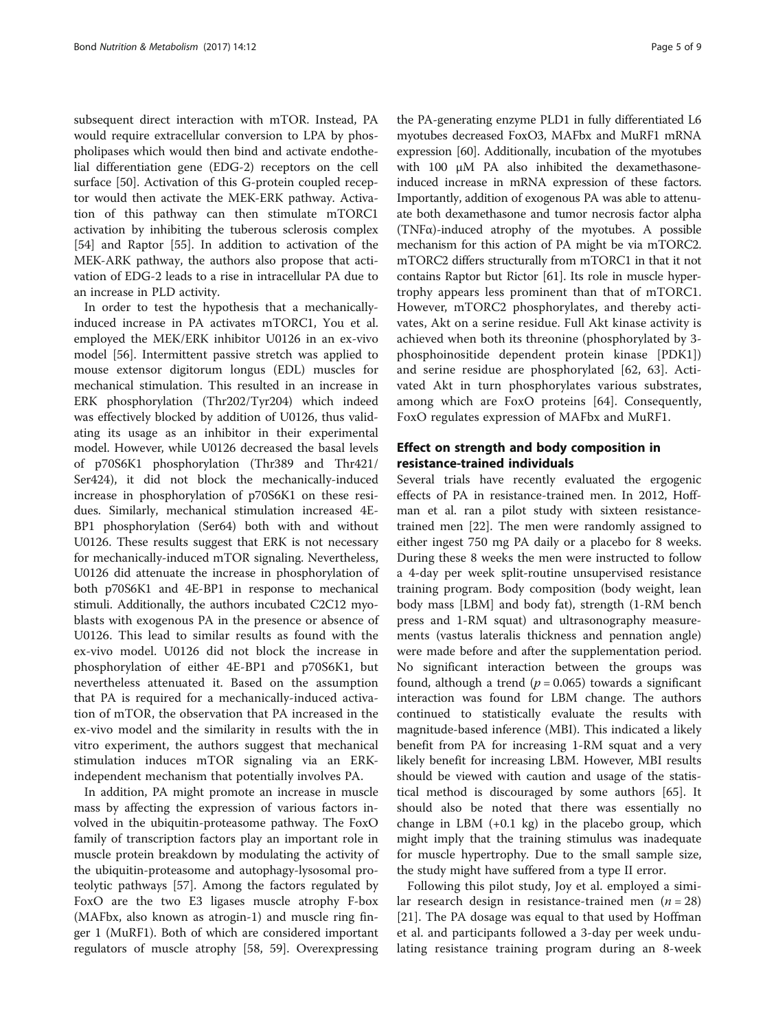subsequent direct interaction with mTOR. Instead, PA would require extracellular conversion to LPA by phospholipases which would then bind and activate endothelial differentiation gene (EDG-2) receptors on the cell surface [50]. Activation of this G-protein coupled receptor would then activate the MEK-ERK pathway. Activation of this pathway can then stimulate mTORC1 activation by inhibiting the tuberous sclerosis complex [54] and Raptor [55]. In addition to activation of the MEK-ARK pathway, the authors also propose that activation of EDG-2 leads to a rise in intracellular PA due to an increase in PLD activity.

In order to test the hypothesis that a mechanically-induced increase in PA activates mTORC1, You et al. employed the MEK/ERK inhibitor U0126 in an ex-vivo model [56]. Intermittent passive stretch was applied to mouse extensor digitorum longus (EDL) muscles for mechanical stimulation. This resulted in an increase in ERK phosphorylation (Thr202/Tyr204) which indeed was effectively blocked by addition of U0126, thus validating its usage as an inhibitor in their experimental model. However, while U0126 decreased the basal levels of p70S6K1 phosphorylation (Thr389 and Thr421/Ser424), it did not block the mechanically-induced increase in phosphorylation of p70S6K1 on these residues. Similarly, mechanical stimulation increased 4E-BP1 phosphorylation (Ser64) both with and without U0126. These results suggest that ERK is not necessary for mechanically-induced mTOR signaling. Nevertheless, U0126 did attenuate the increase in phosphorylation of both p70S6K1 and 4E-BP1 in response to mechanical stimuli. Additionally, the authors incubated C2C12 myoblasts with exogenous PA in the presence or absence of U0126. This lead to similar results as found with the ex-vivo model. U0126 did not block the increase in phosphorylation of either 4E-BP1 and p70S6K1, but nevertheless attenuated it. Based on the assumption that PA is required for a mechanically-induced activation of mTOR, the observation that PA increased in the ex-vivo model and the similarity in results with the in vitro experiment, the authors suggest that mechanical stimulation induces mTOR signaling via an ERK-independent mechanism that potentially involves PA.

In addition, PA might promote an increase in muscle mass by affecting the expression of various factors involved in the ubiquitin-proteasome pathway. The FoxO family of transcription factors play an important role in muscle protein breakdown by modulating the activity of the ubiquitin-proteasome and autophagy-lysosomal proteolytic pathways [57]. Among the factors regulated by FoxO are the two E3 ligases muscle atrophy F-box (MAFbx, also known as atrogin-1) and muscle ring finger 1 (MuRF1). Both of which are considered important regulators of muscle atrophy [58, 59]. Overexpressing the PA-generating enzyme PLD1 in fully differentiated L6 myotubes decreased FoxO3, MAFbx and MuRF1 mRNA expression [60]. Additionally, incubation of the myotubes with 100 μM PA also inhibited the dexamethasone-induced increase in mRNA expression of these factors. Importantly, addition of exogenous PA was able to attenuate both dexamethasone and tumor necrosis factor alpha (TNFα)-induced atrophy of the myotubes. A possible mechanism for this action of PA might be via mTORC2. mTORC2 differs structurally from mTORC1 in that it not contains Raptor but Rictor [61]. Its role in muscle hypertrophy appears less prominent than that of mTORC1. However, mTORC2 phosphorylates, and thereby activates, Akt on a serine residue. Full Akt kinase activity is achieved when both its threonine (phosphorylated by 3-phosphoinositide dependent protein kinase [PDK1]) and serine residue are phosphorylated [62, 63]. Activated Akt in turn phosphorylates various substrates, among which are FoxO proteins [64]. Consequently, FoxO regulates expression of MAFbx and MuRF1.

## Effect on strength and body composition in resistance-trained individuals

Several trials have recently evaluated the ergogenic effects of PA in resistance-trained men. In 2012, Hoffman et al. ran a pilot study with sixteen resistance-trained men [22]. The men were randomly assigned to either ingest 750 mg PA daily or a placebo for 8 weeks. During these 8 weeks the men were instructed to follow a 4-day per week split-routine unsupervised resistance training program. Body composition (body weight, lean body mass [LBM] and body fat), strength (1-RM bench press and 1-RM squat) and ultrasonography measurements (vastus lateralis thickness and pennation angle) were made before and after the supplementation period. No significant interaction between the groups was found, although a trend ($p = 0.065$) towards a significant interaction was found for LBM change. The authors continued to statistically evaluate the results with magnitude-based inference (MBI). This indicated a likely benefit from PA for increasing 1-RM squat and a very likely benefit for increasing LBM. However, MBI results should be viewed with caution and usage of the statistical method is discouraged by some authors [65]. It should also be noted that there was essentially no change in LBM (+0.1 kg) in the placebo group, which might imply that the training stimulus was inadequate for muscle hypertrophy. Due to the small sample size, the study might have suffered from a type II error.

Following this pilot study, Joy et al. employed a similar research design in resistance-trained men ($n = 28$) [21]. The PA dosage was equal to that used by Hoffman et al. and participants followed a 3-day per week undulating resistance training program during an 8-week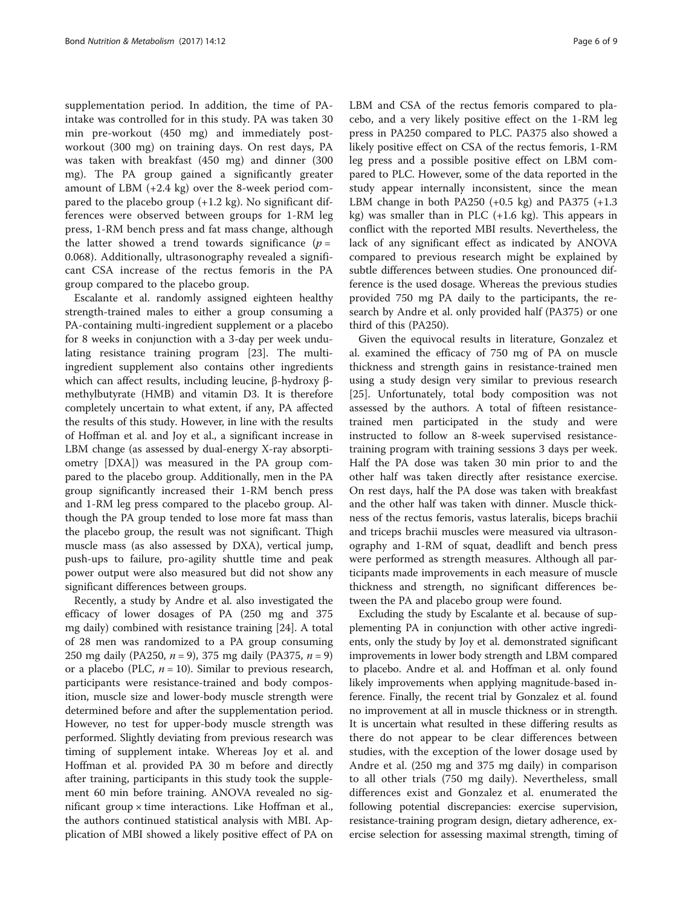supplementation period. In addition, the time of PA-intake was controlled for in this study. PA was taken 30 min pre-workout (450 mg) and immediately post-workout (300 mg) on training days. On rest days, PA was taken with breakfast (450 mg) and dinner (300 mg). The PA group gained a significantly greater amount of LBM (+2.4 kg) over the 8-week period compared to the placebo group (+1.2 kg). No significant differences were observed between groups for 1-RM leg press, 1-RM bench press and fat mass change, although the latter showed a trend towards significance ($p = 0.068$). Additionally, ultrasonography revealed a significant CSA increase of the rectus femoris in the PA group compared to the placebo group.

Escalante et al. randomly assigned eighteen healthy strength-trained males to either a group consuming a PA-containing multi-ingredient supplement or a placebo for 8 weeks in conjunction with a 3-day per week undulating resistance training program [23]. The multi-ingredient supplement also contains other ingredients which can affect results, including leucine, β-hydroxy β-methylbutyrate (HMB) and vitamin D3. It is therefore completely uncertain to what extent, if any, PA affected the results of this study. However, in line with the results of Hoffman et al. and Joy et al., a significant increase in LBM change (as assessed by dual-energy X-ray absorptiometry [DXA]) was measured in the PA group compared to the placebo group. Additionally, men in the PA group significantly increased their 1-RM bench press and 1-RM leg press compared to the placebo group. Although the PA group tended to lose more fat mass than the placebo group, the result was not significant. Thigh muscle mass (as also assessed by DXA), vertical jump, push-ups to failure, pro-agility shuttle time and peak power output were also measured but did not show any significant differences between groups.

Recently, a study by Andre et al. also investigated the efficacy of lower dosages of PA (250 mg and 375 mg daily) combined with resistance training [24]. A total of 28 men was randomized to a PA group consuming 250 mg daily (PA250, $n = 9$), 375 mg daily (PA375, $n = 9$) or a placebo (PLC, $n = 10$). Similar to previous research, participants were resistance-trained and body composition, muscle size and lower-body muscle strength were determined before and after the supplementation period. However, no test for upper-body muscle strength was performed. Slightly deviating from previous research was timing of supplement intake. Whereas Joy et al. and Hoffman et al. provided PA 30 m before and directly after training, participants in this study took the supplement 60 min before training. ANOVA revealed no significant group × time interactions. Like Hoffman et al., the authors continued statistical analysis with MBI. Application of MBI showed a likely positive effect of PA on LBM and CSA of the rectus femoris compared to placebo, and a very likely positive effect on the 1-RM leg press in PA250 compared to PLC. PA375 also showed a likely positive effect on CSA of the rectus femoris, 1-RM leg press and a possible positive effect on LBM compared to PLC. However, some of the data reported in the study appear internally inconsistent, since the mean LBM change in both PA250 (+0.5 kg) and PA375 (+1.3 kg) was smaller than in PLC (+1.6 kg). This appears in conflict with the reported MBI results. Nevertheless, the lack of any significant effect as indicated by ANOVA compared to previous research might be explained by subtle differences between studies. One pronounced difference is the used dosage. Whereas the previous studies provided 750 mg PA daily to the participants, the research by Andre et al. only provided half (PA375) or one third of this (PA250).

Given the equivocal results in literature, Gonzalez et al. examined the efficacy of 750 mg of PA on muscle thickness and strength gains in resistance-trained men using a study design very similar to previous research [25]. Unfortunately, total body composition was not assessed by the authors. A total of fifteen resistance-trained men participated in the study and were instructed to follow an 8-week supervised resistance-training program with training sessions 3 days per week. Half the PA dose was taken 30 min prior to and the other half was taken directly after resistance exercise. On rest days, half the PA dose was taken with breakfast and the other half was taken with dinner. Muscle thickness of the rectus femoris, vastus lateralis, biceps brachii and triceps brachii muscles were measured via ultrasonography and 1-RM of squat, deadlift and bench press were performed as strength measures. Although all participants made improvements in each measure of muscle thickness and strength, no significant differences between the PA and placebo group were found.

Excluding the study by Escalante et al. because of supplementing PA in conjunction with other active ingredients, only the study by Joy et al. demonstrated significant improvements in lower body strength and LBM compared to placebo. Andre et al. and Hoffman et al. only found likely improvements when applying magnitude-based inference. Finally, the recent trial by Gonzalez et al. found no improvement at all in muscle thickness or in strength. It is uncertain what resulted in these differing results as there do not appear to be clear differences between studies, with the exception of the lower dosage used by Andre et al. (250 mg and 375 mg daily) in comparison to all other trials (750 mg daily). Nevertheless, small differences exist and Gonzalez et al. enumerated the following potential discrepancies: exercise supervision, resistance-training program design, dietary adherence, exercise selection for assessing maximal strength, timing of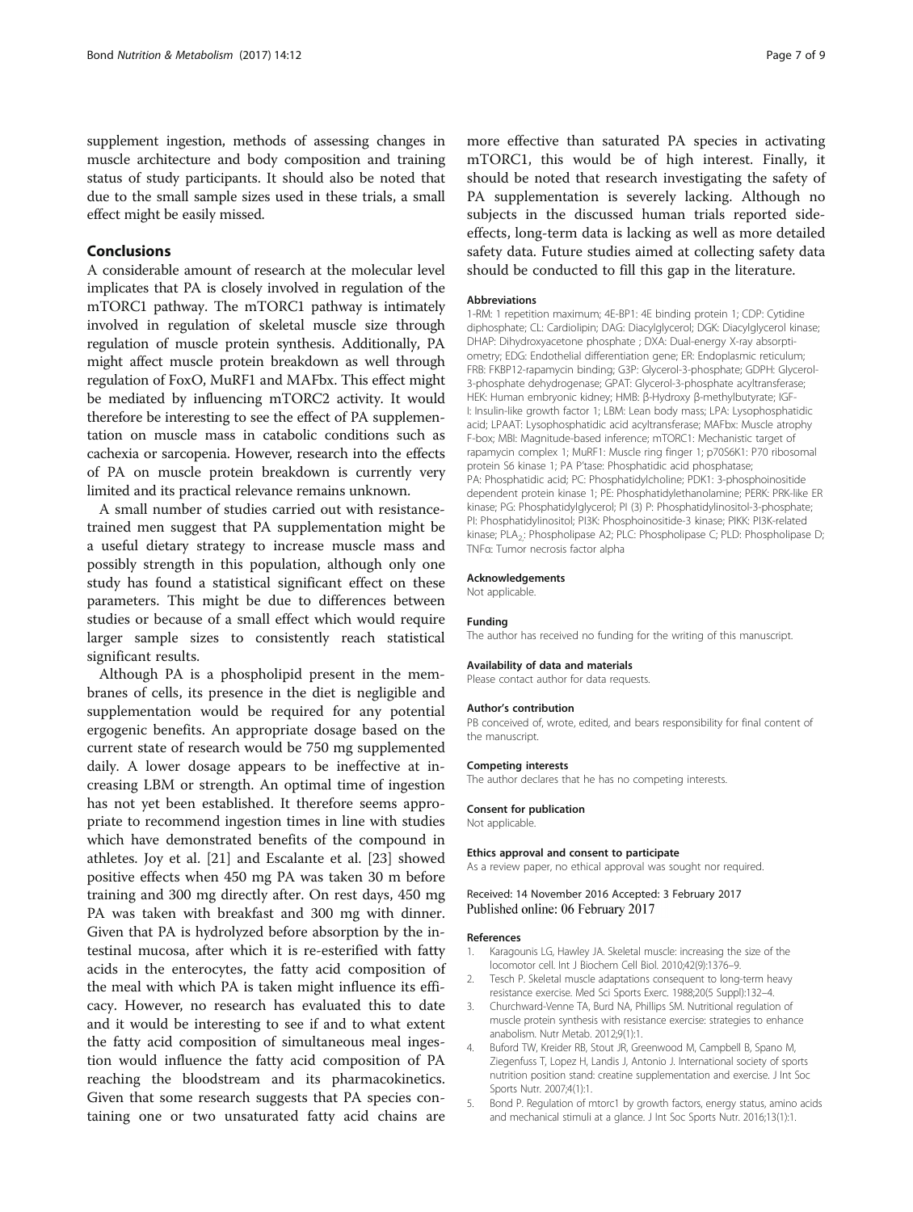supplement ingestion, methods of assessing changes in muscle architecture and body composition and training status of study participants. It should also be noted that due to the small sample sizes used in these trials, a small effect might be easily missed.

## Conclusions

A considerable amount of research at the molecular level implicates that PA is closely involved in regulation of the mTORC1 pathway. The mTORC1 pathway is intimately involved in regulation of skeletal muscle size through regulation of muscle protein synthesis. Additionally, PA might affect muscle protein breakdown as well through regulation of FoxO, MuRF1 and MAFbx. This effect might be mediated by influencing mTORC2 activity. It would therefore be interesting to see the effect of PA supplementation on muscle mass in catabolic conditions such as cachexia or sarcopenia. However, research into the effects of PA on muscle protein breakdown is currently very limited and its practical relevance remains unknown.

A small number of studies carried out with resistance-trained men suggest that PA supplementation might be a useful dietary strategy to increase muscle mass and possibly strength in this population, although only one study has found a statistical significant effect on these parameters. This might be due to differences between studies or because of a small effect which would require larger sample sizes to consistently reach statistical significant results.

Although PA is a phospholipid present in the membranes of cells, its presence in the diet is negligible and supplementation would be required for any potential ergogenic benefits. An appropriate dosage based on the current state of research would be 750 mg supplemented daily. A lower dosage appears to be ineffective at increasing LBM or strength. An optimal time of ingestion has not yet been established. It therefore seems appropriate to recommend ingestion times in line with studies which have demonstrated benefits of the compound in athletes. Joy et al. [21] and Escalante et al. [23] showed positive effects when 450 mg PA was taken 30 m before training and 300 mg directly after. On rest days, 450 mg PA was taken with breakfast and 300 mg with dinner. Given that PA is hydrolyzed before absorption by the intestinal mucosa, after which it is re-esterified with fatty acids in the enterocytes, the fatty acid composition of the meal with which PA is taken might influence its efficacy. However, no research has evaluated this to date and it would be interesting to see if and to what extent the fatty acid composition of simultaneous meal ingestion would influence the fatty acid composition of PA reaching the bloodstream and its pharmacokinetics. Given that some research suggests that PA species containing one or two unsaturated fatty acid chains are more effective than saturated PA species in activating mTORC1, this would be of high interest. Finally, it should be noted that research investigating the safety of PA supplementation is severely lacking. Although no subjects in the discussed human trials reported side-effects, long-term data is lacking as well as more detailed safety data. Future studies aimed at collecting safety data should be conducted to fill this gap in the literature.

### Abbreviations

1-RM: 1 repetition maximum; 4E-BP1: 4E binding protein 1; CDP: Cytidine diphosphate; CL: Cardiolipin; DAG: Diacylglycerol; DGK: Diacylglycerol kinase; DHAP: Dihydroxyacetone phosphate ; DXA: Dual-energy X-ray absorptiometry; EDG: Endothelial differentiation gene; ER: Endoplasmic reticulum; FRB: FKBP12-rapamycin binding; G3P: Glycerol-3-phosphate; GDPH: Glycerol-3-phosphate dehydrogenase; GPAT: Glycerol-3-phosphate acyltransferase; HEK: Human embryonic kidney; HMB: β-Hydroxy β-methylbutyrate; IGF-I: Insulin-like growth factor 1; LBM: Lean body mass; LPA: Lysophosphatidic acid; LPAAT: Lysophosphatidic acid acyltransferase; MAFbx: Muscle atrophy F-box; MBI: Magnitude-based inference; mTORC1: Mechanistic target of rapamycin complex 1; MuRF1: Muscle ring finger 1; p70S6K1: P70 ribosomal protein S6 kinase 1; PA P'tase: Phosphatidic acid phosphatase; PA: Phosphatidic acid; PC: Phosphatidylcholine; PDK1: 3-phosphoinositide dependent protein kinase 1; PE: Phosphatidylethanolamine; PERK: PRK-like ER kinase; PG: Phosphatidylglycerol; PI (3) P: Phosphatidylinositol-3-phosphate; PI: Phosphatidylinositol; PI3K: Phosphoinositide-3 kinase; PIKK: PI3K-related kinase; $PLA_2$: Phospholipase A2; PLC: Phospholipase C; PLD: Phospholipase D; TNFα: Tumor necrosis factor alpha

### Acknowledgements

Not applicable.

### Funding

The author has received no funding for the writing of this manuscript.

### Availability of data and materials

Please contact author for data requests.

### Author's contribution

PB conceived of, wrote, edited, and bears responsibility for final content of the manuscript.

### Competing interests

The author declares that he has no competing interests.

### Consent for publication

Not applicable.

### Ethics approval and consent to participate

As a review paper, no ethical approval was sought nor required.

Received: 14 November 2016 Accepted: 3 February 2017
Published online: 06 February 2017

### References

1. Karagounis LG, Hawley JA. Skeletal muscle: increasing the size of the locomotor cell. Int J Biochem Cell Biol. 2010;42(9):1376–9.
2. Tesch P. Skeletal muscle adaptations consequent to long-term heavy resistance exercise. Med Sci Sports Exerc. 1988;20(5 Suppl):132–4.
3. Churchward-Venne TA, Burd NA, Phillips SM. Nutritional regulation of muscle protein synthesis with resistance exercise: strategies to enhance anabolism. Nutr Metab. 2012;9(1):1.
4. Buford TW, Kreider RB, Stout JR, Greenwood M, Campbell B, Spano M, Ziegenfuss T, Lopez H, Landis J, Antonio J. International society of sports nutrition position stand: creatine supplementation and exercise. J Int Soc Sports Nutr. 2007;4(1):1.
5. Bond P. Regulation of mtorc1 by growth factors, energy status, amino acids and mechanical stimuli at a glance. J Int Soc Sports Nutr. 2016;13(1):1.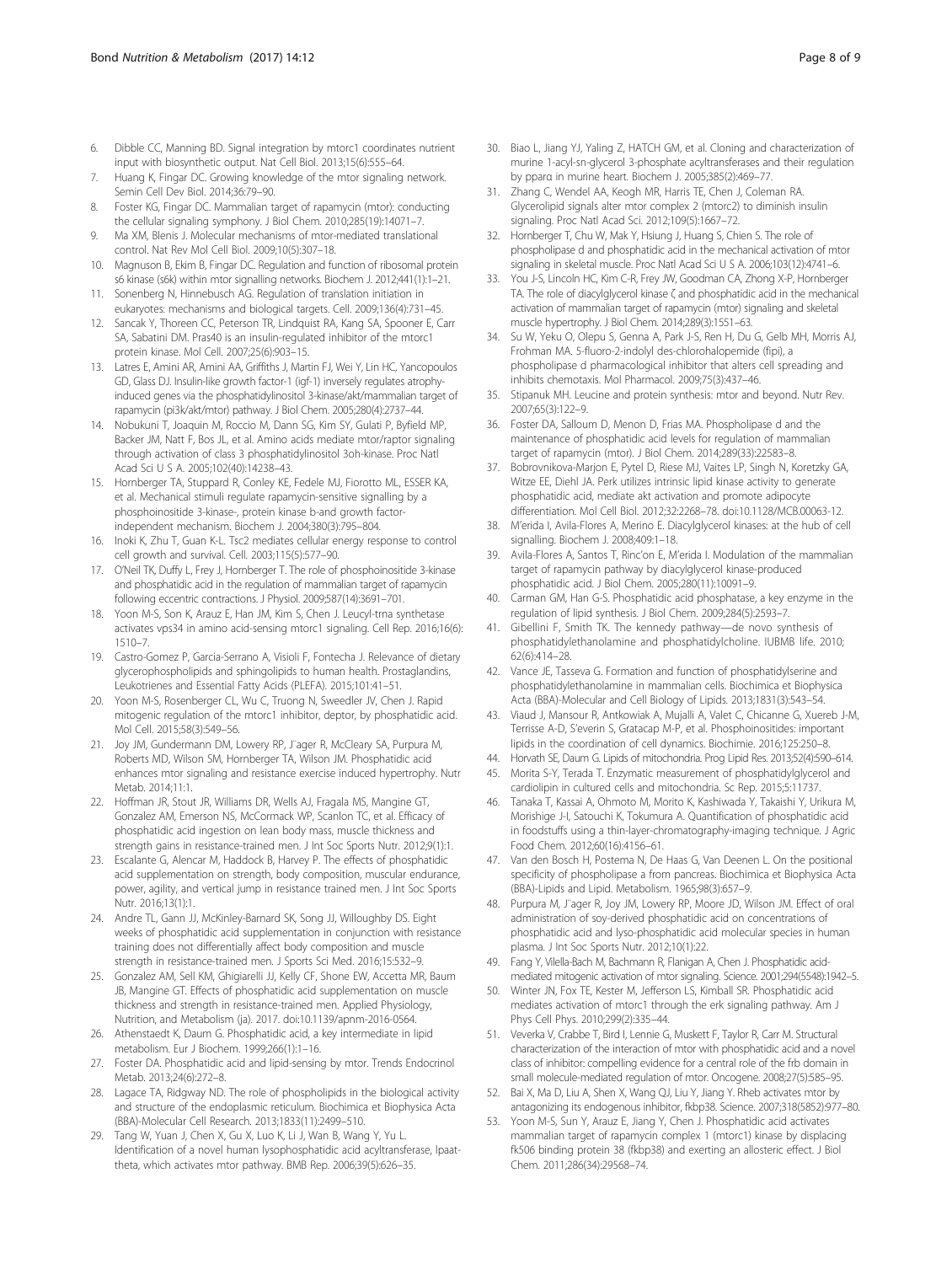6. Dibble CC, Manning BD. Signal integration by mtorc1 coordinates nutrient input with biosynthetic output. Nat Cell Biol. 2013;15(6):555–64.
7. Huang K, Fingar DC. Growing knowledge of the mtor signaling network. Semin Cell Dev Biol. 2014;36:79–90.
8. Foster KG, Fingar DC. Mammalian target of rapamycin (mtor): conducting the cellular signaling symphony. J Biol Chem. 2010;285(19):14071–7.
9. Ma XM, Blenis J. Molecular mechanisms of mtor-mediated translational control. Nat Rev Mol Cell Biol. 2009;10(5):307–18.
10. Magnuson B, Ekim B, Fingar DC. Regulation and function of ribosomal protein s6 kinase (s6k) within mtor signalling networks. Biochem J. 2012;441(1):1–21.
11. Sonenberg N, Hinnebusch AG. Regulation of translation initiation in eukaryotes: mechanisms and biological targets. Cell. 2009;136(4):731–45.
12. Sancak Y, Thoreen CC, Peterson TR, Lindquist RA, Kang SA, Spooner E, Carr SA, Sabatini DM. Pras40 is an insulin-regulated inhibitor of the mtorc1 protein kinase. Mol Cell. 2007;25(6):903–15.
13. Latres E, Amini AR, Amini AA, Griffiths J, Martin FJ, Wei Y, Lin HC, Yancopoulos GD, Glass DJ. Insulin-like growth factor-1 (igf-1) inversely regulates atrophy-induced genes via the phosphatidylinositol 3-kinase/akt/mammalian target of rapamycin (pi3k/akt/mtor) pathway. J Biol Chem. 2005;280(4):2737–44.
14. Nobukuni T, Joaquin M, Roccio M, Dann SG, Kim SY, Gulati P, Byfield MP, Backer JM, Natt F, Bos JL, et al. Amino acids mediate mtor/raptor signaling through activation of class 3 phosphatidylinositol 3oh-kinase. Proc Natl Acad Sci U S A. 2005;102(40):14238–43.
15. Hornberger TA, Stuppard R, Conley KE, Fedele MJ, Fiorotto ML, ESSER KA, et al. Mechanical stimuli regulate rapamycin-sensitive signalling by a phosphoinositide 3-kinase-, protein kinase b-and growth factor-independent mechanism. Biochem J. 2004;380(3):795–804.
16. Inoki K, Zhu T, Guan K-L. Tsc2 mediates cellular energy response to control cell growth and survival. Cell. 2003;115(5):577–90.
17. O'Neil TK, Duffy L, Frey J, Hornberger T. The role of phosphoinositide 3-kinase and phosphatidic acid in the regulation of mammalian target of rapamycin following eccentric contractions. J Physiol. 2009;587(14):3691–701.
18. Yoon M-S, Son K, Arauz E, Han JM, Kim S, Chen J. Leucyl-trna synthetase activates vps34 in amino acid-sensing mtorc1 signaling. Cell Rep. 2016;16(6):1510–7.
19. Castro-Gomez P, Garcia-Serrano A, Visioli F, Fontecha J. Relevance of dietary glycerophospholipids and sphingolipids to human health. Prostaglandins, Leukotrienes and Essential Fatty Acids (PLEFA). 2015;101:41–51.
20. Yoon M-S, Rosenberger CL, Wu C, Truong N, Sweedler JV, Chen J. Rapid mitogenic regulation of the mtorc1 inhibitor, deptor, by phosphatidic acid. Mol Cell. 2015;58(3):549–56.
21. Joy JM, Gundermann DM, Lowery RP, J¨ager R, McCleary SA, Purpura M, Roberts MD, Wilson SM, Hornberger TA, Wilson JM. Phosphatidic acid enhances mtor signaling and resistance exercise induced hypertrophy. Nutr Metab. 2014;11:1.
22. Hoffman JR, Stout JR, Williams DR, Wells AJ, Fragala MS, Mangine GT, Gonzalez AM, Emerson NS, McCormack WP, Scanlon TC, et al. Efficacy of phosphatidic acid ingestion on lean body mass, muscle thickness and strength gains in resistance-trained men. J Int Soc Sports Nutr. 2012;9(1):1.
23. Escalante G, Alencar M, Haddock B, Harvey P. The effects of phosphatidic acid supplementation on strength, body composition, muscular endurance, power, agility, and vertical jump in resistance trained men. J Int Soc Sports Nutr. 2016;13(1):1.
24. Andre TL, Gann JJ, McKinley-Barnard SK, Song JJ, Willoughby DS. Eight weeks of phosphatidic acid supplementation in conjunction with resistance training does not differentially affect body composition and muscle strength in resistance-trained men. J Sports Sci Med. 2016;15:532–9.
25. Gonzalez AM, Sell KM, Ghigiarelli JJ, Kelly CF, Shone EW, Accetta MR, Baum JB, Mangine GT. Effects of phosphatidic acid supplementation on muscle thickness and strength in resistance-trained men. Applied Physiology, Nutrition, and Metabolism (ja). 2017. doi:10.1139/apnm-2016-0564.
26. Athenstaedt K, Daum G. Phosphatidic acid, a key intermediate in lipid metabolism. Eur J Biochem. 1999;266(1):1–16.
27. Foster DA. Phosphatidic acid and lipid-sensing by mtor. Trends Endocrinol Metab. 2013;24(6):272–8.
28. Lagace TA, Ridgway ND. The role of phospholipids in the biological activity and structure of the endoplasmic reticulum. Biochimica et Biophysica Acta (BBA)-Molecular Cell Research. 2013;1833(11):2499–510.
29. Tang W, Yuan J, Chen X, Gu X, Luo K, Li J, Wan B, Wang Y, Yu L. Identification of a novel human lysophosphatidic acid acyltransferase, lpaat-theta, which activates mtor pathway. BMB Rep. 2006;39(5):626–35.
30. Biao L, Jiang YJ, Yaling Z, HATCH GM, et al. Cloning and characterization of murine 1-acyl-sn-glycerol 3-phosphate acyltransferases and their regulation by pparα in murine heart. Biochem J. 2005;385(2):469–77.
31. Zhang C, Wendel AA, Keogh MR, Harris TE, Chen J, Coleman RA. Glycerolipid signals alter mtor complex 2 (mtorc2) to diminish insulin signaling. Proc Natl Acad Sci. 2012;109(5):1667–72.
32. Hornberger T, Chu W, Mak Y, Hsiung J, Huang S, Chien S. The role of phospholipase d and phosphatidic acid in the mechanical activation of mtor signaling in skeletal muscle. Proc Natl Acad Sci U S A. 2006;103(12):4741–6.
33. You J-S, Lincoln HC, Kim C-R, Frey JW, Goodman CA, Zhong X-P, Hornberger TA. The role of diacylglycerol kinase ζ and phosphatidic acid in the mechanical activation of mammalian target of rapamycin (mtor) signaling and skeletal muscle hypertrophy. J Biol Chem. 2014;289(3):1551–63.
34. Su W, Yeku O, Olepu S, Genna A, Park J-S, Ren H, Du G, Gelb MH, Morris AJ, Frohman MA. 5-fluoro-2-indolyl des-chlorohalopemide (fipi), a phospholipase d pharmacological inhibitor that alters cell spreading and inhibits chemotaxis. Mol Pharmacol. 2009;75(3):437–46.
35. Stipanuk MH. Leucine and protein synthesis: mtor and beyond. Nutr Rev. 2007;65(3):122–9.
36. Foster DA, Salloum D, Menon D, Frias MA. Phospholipase d and the maintenance of phosphatidic acid levels for regulation of mammalian target of rapamycin (mtor). J Biol Chem. 2014;289(33):22583–8.
37. Bobrovnikova-Marjon E, Pytel D, Riese MJ, Vaites LP, Singh N, Koretzky GA, Witze EE, Diehl JA. Perk utilizes intrinsic lipid kinase activity to generate phosphatidic acid, mediate akt activation and promote adipocyte differentiation. Mol Cell Biol. 2012;32:2268–78. doi:10.1128/MCB.00063-12.
38. M'erida I, Avila-Flores A, Merino E. Diacylglycerol kinases: at the hub of cell signalling. Biochem J. 2008;409:1–18.
39. Avila-Flores A, Santos T, Rinc'on E, M'erida I. Modulation of the mammalian target of rapamycin pathway by diacylglycerol kinase-produced phosphatidic acid. J Biol Chem. 2005;280(11):10091–9.
40. Carman GM, Han G-S. Phosphatidic acid phosphatase, a key enzyme in the regulation of lipid synthesis. J Biol Chem. 2009;284(5):2593–7.
41. Gibellini F, Smith TK. The kennedy pathway—de novo synthesis of phosphatidylethanolamine and phosphatidylcholine. IUBMB life. 2010;62(6):414–28.
42. Vance JE, Tasseva G. Formation and function of phosphatidylserine and phosphatidylethanolamine in mammalian cells. Biochimica et Biophysica Acta (BBA)-Molecular and Cell Biology of Lipids. 2013;1831(3):543–54.
43. Viaud J, Mansour R, Antkowiak A, Mujalli A, Valet C, Chicanne G, Xuereb J-M, Terrisse A-D, S'everin S, Gratacap M-P, et al. Phosphoinositides: important lipids in the coordination of cell dynamics. Biochimie. 2016;125:250–8.
44. Horvath SE, Daum G. Lipids of mitochondria. Prog Lipid Res. 2013;52(4):590–614.
45. Morita S-Y, Terada T. Enzymatic measurement of phosphatidylglycerol and cardiolipin in cultured cells and mitochondria. Sc Rep. 2015;5:11737.
46. Tanaka T, Kassai A, Ohmoto M, Morito K, Kashiwada Y, Takaishi Y, Urikura M, Morishige J-I, Satouchi K, Tokumura A. Quantification of phosphatidic acid in foodstuffs using a thin-layer-chromatography-imaging technique. J Agric Food Chem. 2012;60(16):4156–61.
47. Van den Bosch H, Postema N, De Haas G, Van Deenen L. On the positional specificity of phospholipase a from pancreas. Biochimica et Biophysica Acta (BBA)-Lipids and Lipid. Metabolism. 1965;98(3):657–9.
48. Purpura M, J¨ager R, Joy JM, Lowery RP, Moore JD, Wilson JM. Effect of oral administration of soy-derived phosphatidic acid on concentrations of phosphatidic acid and lyso-phosphatidic acid molecular species in human plasma. J Int Soc Sports Nutr. 2012;10(1):22.
49. Fang Y, Vilella-Bach M, Bachmann R, Flanigan A, Chen J. Phosphatidic acid-mediated mitogenic activation of mtor signaling. Science. 2001;294(5548):1942–5.
50. Winter JN, Fox TE, Kester M, Jefferson LS, Kimball SR. Phosphatidic acid mediates activation of mtorc1 through the erk signaling pathway. Am J Phys Cell Phys. 2010;299(2):335–44.
51. Veverka V, Crabbe T, Bird I, Lennie G, Muskett F, Taylor R, Carr M. Structural characterization of the interaction of mtor with phosphatidic acid and a novel class of inhibitor: compelling evidence for a central role of the frb domain in small molecule-mediated regulation of mtor. Oncogene. 2008;27(5):585–95.
52. Bai X, Ma D, Liu A, Shen X, Wang QJ, Liu Y, Jiang Y. Rheb activates mtor by antagonizing its endogenous inhibitor, fkbp38. Science. 2007;318(5852):977–80.
53. Yoon M-S, Sun Y, Arauz E, Jiang Y, Chen J. Phosphatidic acid activates mammalian target of rapamycin complex 1 (mtorc1) kinase by displacing fk506 binding protein 38 (fkbp38) and exerting an allosteric effect. J Biol Chem. 2011;286(34):29568–74.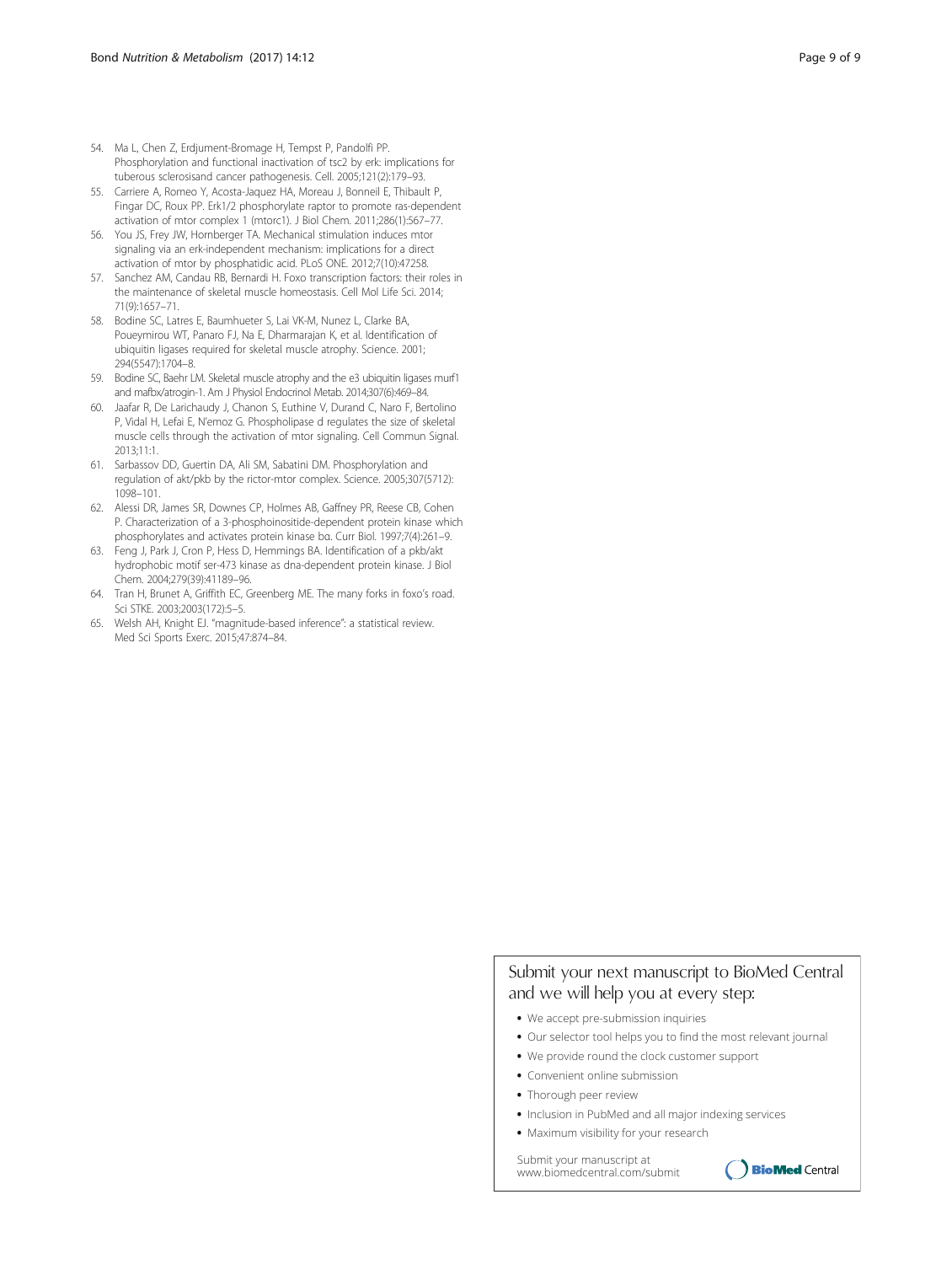54. Ma L, Chen Z, Erdjument-Bromage H, Tempst P, Pandolfi PP. Phosphorylation and functional inactivation of tsc2 by erk: implications for tuberous sclerosisand cancer pathogenesis. Cell. 2005;121(2):179–93.
55. Carriere A, Romeo Y, Acosta-Jaquez HA, Moreau J, Bonneil E, Thibault P, Fingar DC, Roux PP. Erk1/2 phosphorylate raptor to promote ras-dependent activation of mtor complex 1 (mtorc1). J Biol Chem. 2011;286(1):567–77.
56. You JS, Frey JW, Hornberger TA. Mechanical stimulation induces mtor signaling via an erk-independent mechanism: implications for a direct activation of mtor by phosphatidic acid. PLoS ONE. 2012;7(10):47258.
57. Sanchez AM, Candau RB, Bernardi H. Foxo transcription factors: their roles in the maintenance of skeletal muscle homeostasis. Cell Mol Life Sci. 2014; 71(9):1657–71.
58. Bodine SC, Latres E, Baumhueter S, Lai VK-M, Nunez L, Clarke BA, Poueymirou WT, Panaro FJ, Na E, Dharmarajan K, et al. Identification of ubiquitin ligases required for skeletal muscle atrophy. Science. 2001; 294(5547):1704–8.
59. Bodine SC, Baehr LM. Skeletal muscle atrophy and the e3 ubiquitin ligases murf1 and mafbx/atrogin-1. Am J Physiol Endocrinol Metab. 2014;307(6):469–84.
60. Jaafar R, De Larichaudy J, Chanon S, Euthine V, Durand C, Naro F, Bertolino P, Vidal H, Lefai E, N'emoz G. Phospholipase d regulates the size of skeletal muscle cells through the activation of mtor signaling. Cell Commun Signal. 2013;11:1.
61. Sarbassov DD, Guertin DA, Ali SM, Sabatini DM. Phosphorylation and regulation of akt/pkb by the rictor-mtor complex. Science. 2005;307(5712): 1098–101.
62. Alessi DR, James SR, Downes CP, Holmes AB, Gaffney PR, Reese CB, Cohen P. Characterization of a 3-phosphoinositide-dependent protein kinase which phosphorylates and activates protein kinase bα. Curr Biol. 1997;7(4):261–9.
63. Feng J, Park J, Cron P, Hess D, Hemmings BA. Identification of a pkb/akt hydrophobic motif ser-473 kinase as dna-dependent protein kinase. J Biol Chem. 2004;279(39):41189–96.
64. Tran H, Brunet A, Griffith EC, Greenberg ME. The many forks in foxo's road. Sci STKE. 2003;2003(172):5–5.
65. Welsh AH, Knight EJ. "magnitude-based inference": a statistical review. Med Sci Sports Exerc. 2015;47:874–84.

Submit your next manuscript to BioMed Central and we will help you at every step:

- We accept pre-submission inquiries
- Our selector tool helps you to find the most relevant journal
- We provide round the clock customer support
- Convenient online submission
- Thorough peer review
- Inclusion in PubMed and all major indexing services
- Maximum visibility for your research

Submit your manuscript at www.biomedcentral.com/submit

BioMed Central